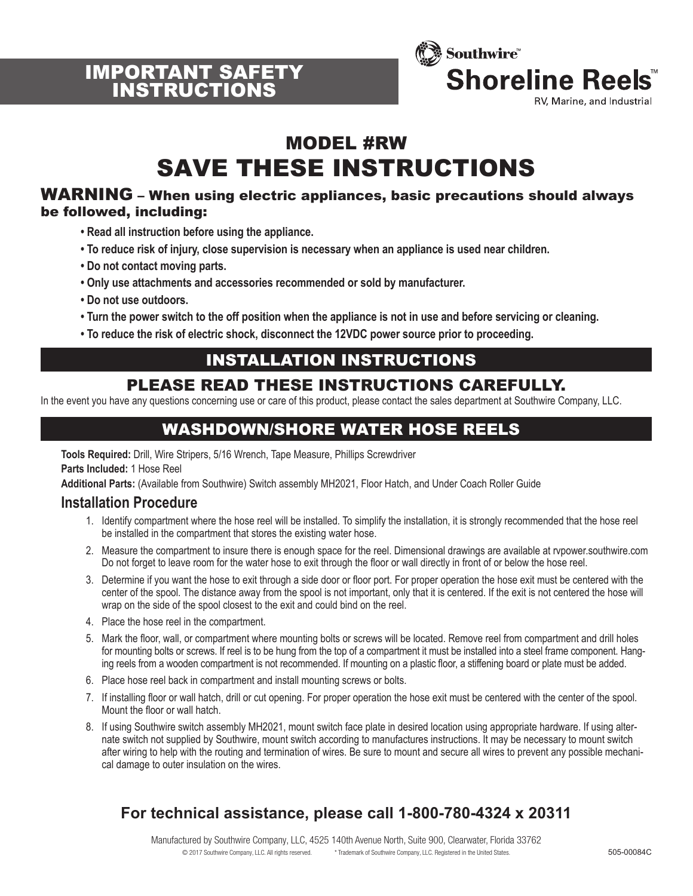# IMPORTANT SAFETY INSTRUCTIONS

Southwire™

**Shoreline Reels™**

RV, Marine, and Industrial

## MODEL #RW

# SAVE THESE INSTRUCTIONS

**WARNING – When using electric appliances, basic precautions should always be followed, including:**

- **Read all instruction before using the appliance.**
- **To reduce risk of injury, close supervision is necessary when an appliance is used near children.**
- **Do not contact moving parts.**
- **Only use attachments and accessories recommended or sold by manufacturer.**
- **Do not use outdoors.**
- **Turn the power switch to the off position when the appliance is not in use and before servicing or cleaning.**
- **To reduce the risk of electric shock, disconnect the 12VDC power source prior to proceeding.**

## INSTALLATION INSTRUCTIONS

## PLEASE READ THESE INSTRUCTIONS CAREFULLY.

In the event you have any questions concerning use or care of this product, please contact the sales department at Southwire Company, LLC.

## WASHDOWN/SHORE WATER HOSE REELS

**Tools Required:** Drill, Wire Stripers, 5/16 Wrench, Tape Measure, Phillips Screwdriver

**Parts Included:** 1 Hose Reel

**Additional Parts:** (Available from Southwire) Switch assembly MH2021, Floor Hatch, and Under Coach Roller Guide

### Installation Procedure

1. Identify compartment where the hose reel will be installed. To simplify the installation, it is strongly recommended that the hose reel be installed in the compartment that stores the existing water hose.
2. Measure the compartment to insure there is enough space for the reel. Dimensional drawings are available at rvpower.southwire.com Do not forget to leave room for the water hose to exit through the floor or wall directly in front of or below the hose reel.
3. Determine if you want the hose to exit through a side door or floor port. For proper operation the hose exit must be centered with the center of the spool. The distance away from the spool is not important, only that it is centered. If the exit is not centered the hose will wrap on the side of the spool closest to the exit and could bind on the reel.
4. Place the hose reel in the compartment.
5. Mark the floor, wall, or compartment where mounting bolts or screws will be located. Remove reel from compartment and drill holes for mounting bolts or screws. If reel is to be hung from the top of a compartment it must be installed into a steel frame component. Hanging reels from a wooden compartment is not recommended. If mounting on a plastic floor, a stiffening board or plate must be added.
6. Place hose reel back in compartment and install mounting screws or bolts.
7. If installing floor or wall hatch, drill or cut opening. For proper operation the hose exit must be centered with the center of the spool. Mount the floor or wall hatch.
8. If using Southwire switch assembly MH2021, mount switch face plate in desired location using appropriate hardware. If using alternate switch not supplied by Southwire, mount switch according to manufactures instructions. It may be necessary to mount switch after wiring to help with the routing and termination of wires. Be sure to mount and secure all wires to prevent any possible mechanical damage to outer insulation on the wires.

## For technical assistance, please call 1-800-780-4324 x 20311

Manufactured by Southwire Company, LLC, 4525 140th Avenue North, Suite 900, Clearwater, Florida 33762

© 2017 Southwire Company, LLC. All rights reserved. * Trademark of Southwire Company, LLC. Registered in the United States.

505-00084C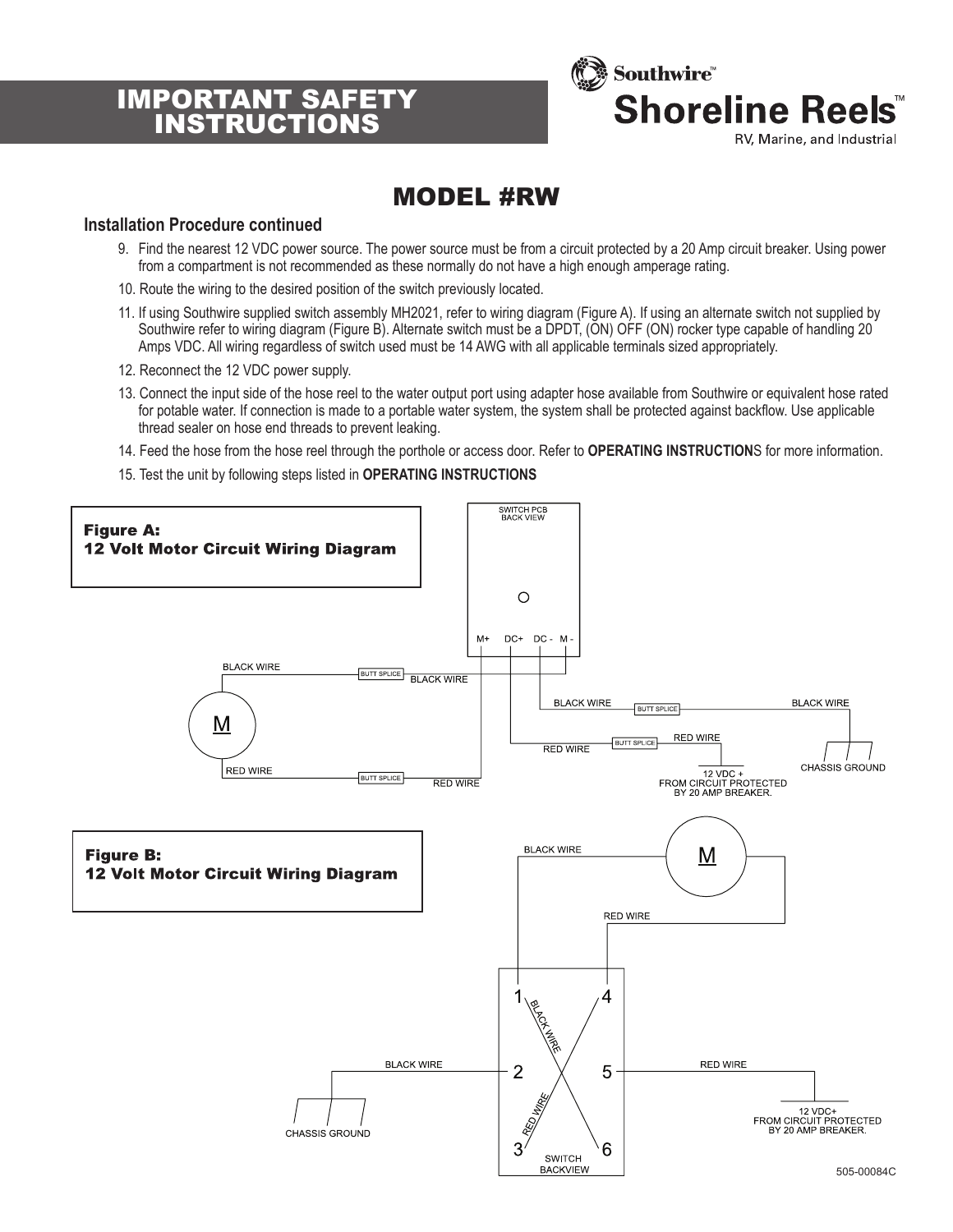# IMPORTANT SAFETY INSTRUCTIONS

Southwire™
**Shoreline Reels™**
RV, Marine, and Industrial

## MODEL #RW

### Installation Procedure continued

9. Find the nearest 12 VDC power source. The power source must be from a circuit protected by a 20 Amp circuit breaker. Using power from a compartment is not recommended as these normally do not have a high enough amperage rating.
10. Route the wiring to the desired position of the switch previously located.
11. If using Southwire supplied switch assembly MH2021, refer to wiring diagram (Figure A). If using an alternate switch not supplied by Southwire refer to wiring diagram (Figure B). Alternate switch must be a DPDT, (ON) OFF (ON) rocker type capable of handling 20 Amps VDC. All wiring regardless of switch used must be 14 AWG with all applicable terminals sized appropriately.
12. Reconnect the 12 VDC power supply.
13. Connect the input side of the hose reel to the water output port using adapter hose available from Southwire or equivalent hose rated for potable water. If connection is made to a portable water system, the system shall be protected against backflow. Use applicable thread sealer on hose end threads to prevent leaking.
14. Feed the hose from the hose reel through the porthole or access door. Refer to **OPERATING INSTRUCTION**S for more information.
15. Test the unit by following steps listed in **OPERATING INSTRUCTIONS**

**Figure A:**
**12 Volt Motor Circuit Wiring Diagram**

SWITCH PCB BACK VIEW

M+ DC+ DC - M -

BLACK WIRE — BUTT SPLICE — BLACK WIRE

M

BLACK WIRE — BUTT SPLICE — BLACK WIRE

RED WIRE — BUTT SPLICE — RED WIRE

CHASSIS GROUND

12 VDC + FROM CIRCUIT PROTECTED BY 20 AMP BREAKER.

RED WIRE — BUTT SPLICE — RED WIRE

**Figure B:**
**12 Volt Motor Circuit Wiring Diagram**

BLACK WIRE

M

RED WIRE

1 4

BLACK WIRE

2 5

BLACK WIRE — RED WIRE

RED WIRE

CHASSIS GROUND

12 VDC+ FROM CIRCUIT PROTECTED BY 20 AMP BREAKER.

3 6

SWITCH BACKVIEW

505-00084C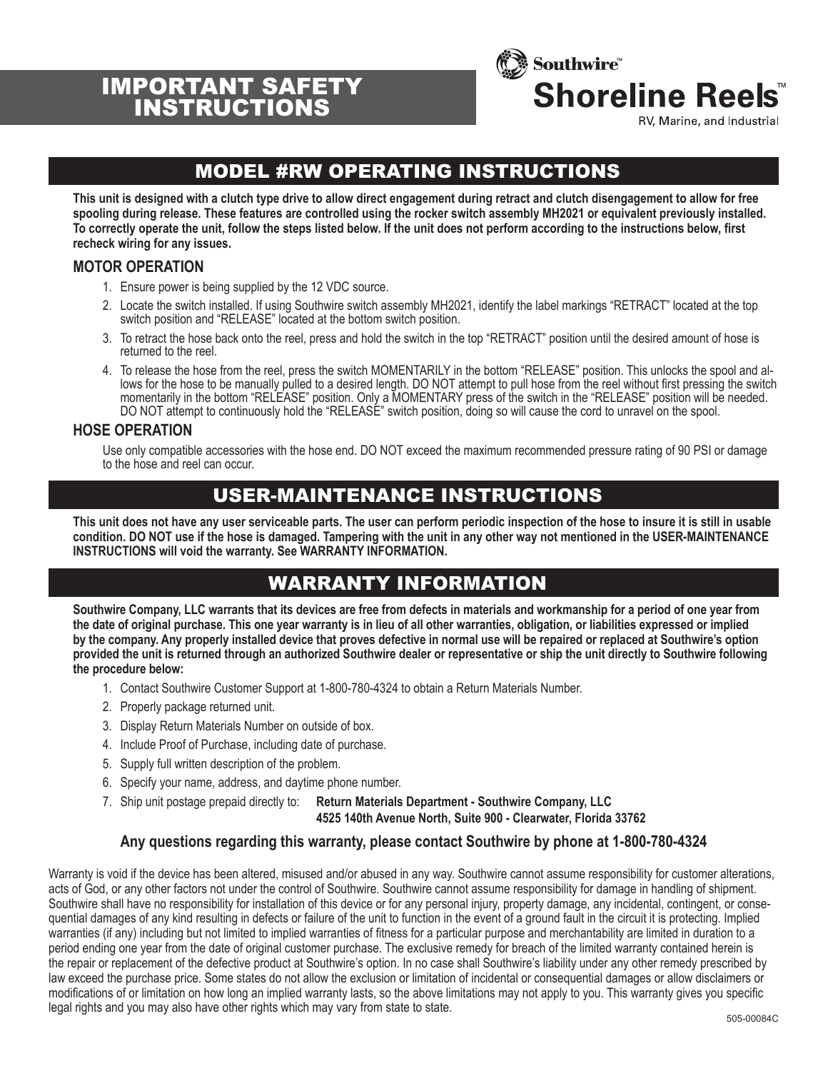# IMPORTANT SAFETY INSTRUCTIONS

Southwire™
**Shoreline Reels™**
RV, Marine, and Industrial

## MODEL #RW OPERATING INSTRUCTIONS

**This unit is designed with a clutch type drive to allow direct engagement during retract and clutch disengagement to allow for free spooling during release. These features are controlled using the rocker switch assembly MH2021 or equivalent previously installed. To correctly operate the unit, follow the steps listed below. If the unit does not perform according to the instructions below, first recheck wiring for any issues.**

### MOTOR OPERATION

1. Ensure power is being supplied by the 12 VDC source.
2. Locate the switch installed. If using Southwire switch assembly MH2021, identify the label markings "RETRACT" located at the top switch position and "RELEASE" located at the bottom switch position.
3. To retract the hose back onto the reel, press and hold the switch in the top "RETRACT" position until the desired amount of hose is returned to the reel.
4. To release the hose from the reel, press the switch MOMENTARILY in the bottom "RELEASE" position. This unlocks the spool and allows for the hose to be manually pulled to a desired length. DO NOT attempt to pull hose from the reel without first pressing the switch momentarily in the bottom "RELEASE" position. Only a MOMENTARY press of the switch in the "RELEASE" position will be needed. DO NOT attempt to continuously hold the "RELEASE" switch position, doing so will cause the cord to unravel on the spool.

### HOSE OPERATION

Use only compatible accessories with the hose end. DO NOT exceed the maximum recommended pressure rating of 90 PSI or damage to the hose and reel can occur.

## USER-MAINTENANCE INSTRUCTIONS

**This unit does not have any user serviceable parts. The user can perform periodic inspection of the hose to insure it is still in usable condition. DO NOT use if the hose is damaged. Tampering with the unit in any other way not mentioned in the USER-MAINTENANCE INSTRUCTIONS will void the warranty. See WARRANTY INFORMATION.**

## WARRANTY INFORMATION

**Southwire Company, LLC warrants that its devices are free from defects in materials and workmanship for a period of one year from the date of original purchase. This one year warranty is in lieu of all other warranties, obligation, or liabilities expressed or implied by the company. Any properly installed device that proves defective in normal use will be repaired or replaced at Southwire's option provided the unit is returned through an authorized Southwire dealer or representative or ship the unit directly to Southwire following the procedure below:**

1. Contact Southwire Customer Support at 1-800-780-4324 to obtain a Return Materials Number.
2. Properly package returned unit.
3. Display Return Materials Number on outside of box.
4. Include Proof of Purchase, including date of purchase.
5. Supply full written description of the problem.
6. Specify your name, address, and daytime phone number.
7. Ship unit postage prepaid directly to: **Return Materials Department - Southwire Company, LLC 4525 140th Avenue North, Suite 900 - Clearwater, Florida 33762**

**Any questions regarding this warranty, please contact Southwire by phone at 1-800-780-4324**

Warranty is void if the device has been altered, misused and/or abused in any way. Southwire cannot assume responsibility for customer alterations, acts of God, or any other factors not under the control of Southwire. Southwire cannot assume responsibility for damage in handling of shipment. Southwire shall have no responsibility for installation of this device or for any personal injury, property damage, any incidental, contingent, or consequential damages of any kind resulting in defects or failure of the unit to function in the event of a ground fault in the circuit it is protecting. Implied warranties (if any) including but not limited to implied warranties of fitness for a particular purpose and merchantability are limited in duration to a period ending one year from the date of original customer purchase. The exclusive remedy for breach of the limited warranty contained herein is the repair or replacement of the defective product at Southwire's option. In no case shall Southwire's liability under any other remedy prescribed by law exceed the purchase price. Some states do not allow the exclusion or limitation of incidental or consequential damages or allow disclaimers or modifications of or limitation on how long an implied warranty lasts, so the above limitations may not apply to you. This warranty gives you specific legal rights and you may also have other rights which may vary from state to state.

505-00084C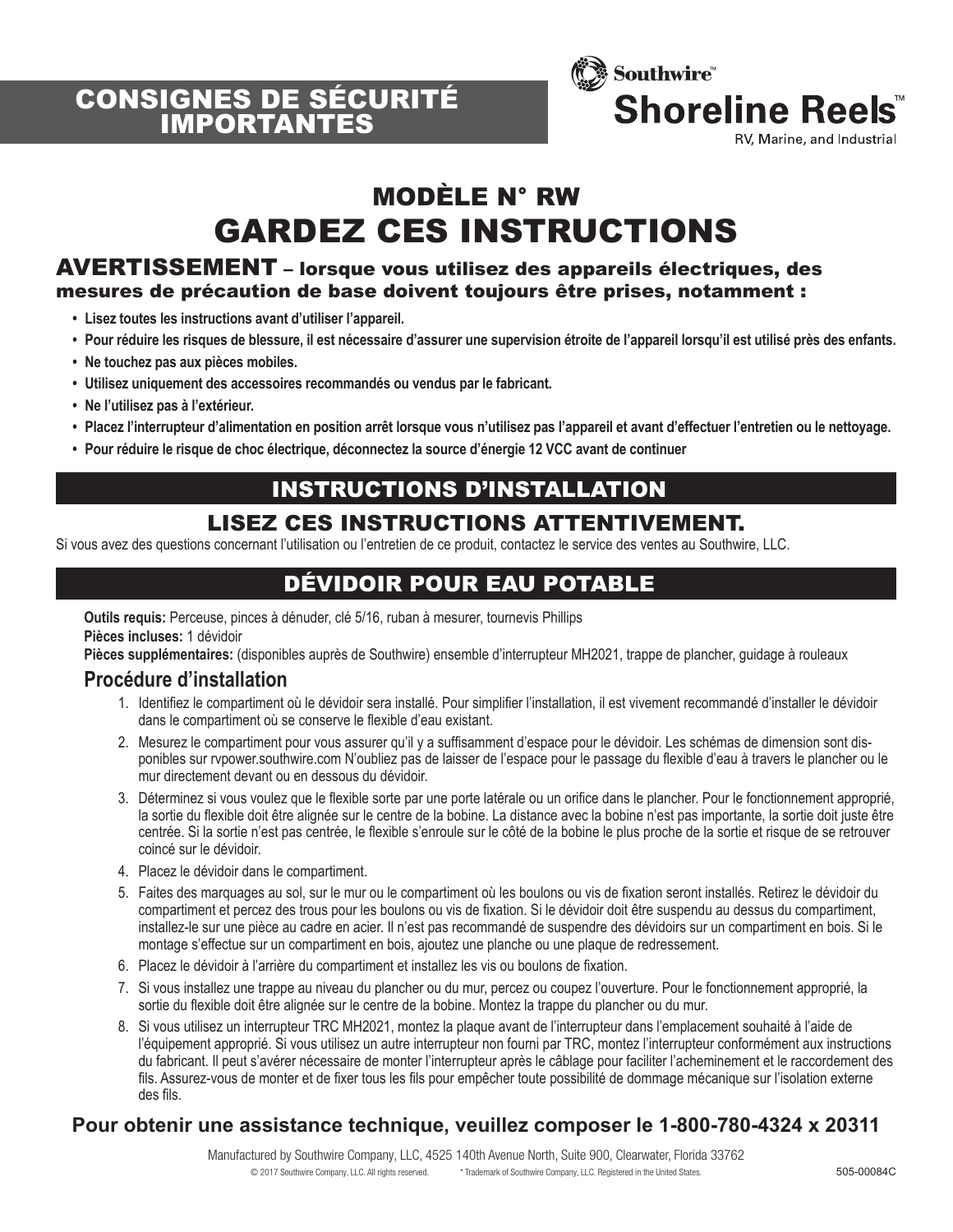# CONSIGNES DE SÉCURITÉ IMPORTANTES

Southwire™ **Shoreline Reels™**
RV, Marine, and Industrial

## MODÈLE N° RW
# GARDEZ CES INSTRUCTIONS

## AVERTISSEMENT – lorsque vous utilisez des appareils électriques, des mesures de précaution de base doivent toujours être prises, notamment :

- **Lisez toutes les instructions avant d'utiliser l'appareil.**
- **Pour réduire les risques de blessure, il est nécessaire d'assurer une supervision étroite de l'appareil lorsqu'il est utilisé près des enfants.**
- **Ne touchez pas aux pièces mobiles.**
- **Utilisez uniquement des accessoires recommandés ou vendus par le fabricant.**
- **Ne l'utilisez pas à l'extérieur.**
- **Placez l'interrupteur d'alimentation en position arrêt lorsque vous n'utilisez pas l'appareil et avant d'effectuer l'entretien ou le nettoyage.**
- **Pour réduire le risque de choc électrique, déconnectez la source d'énergie 12 VCC avant de continuer**

## INSTRUCTIONS D'INSTALLATION

## LISEZ CES INSTRUCTIONS ATTENTIVEMENT.

Si vous avez des questions concernant l'utilisation ou l'entretien de ce produit, contactez le service des ventes au Southwire, LLC.

## DÉVIDOIR POUR EAU POTABLE

**Outils requis:** Perceuse, pinces à dénuder, clé 5/16, ruban à mesurer, tournevis Phillips
**Pièces incluses:** 1 dévidoir
**Pièces supplémentaires:** (disponibles auprès de Southwire) ensemble d'interrupteur MH2021, trappe de plancher, guidage à rouleaux

### Procédure d'installation

1. Identifiez le compartiment où le dévidoir sera installé. Pour simplifier l'installation, il est vivement recommandé d'installer le dévidoir dans le compartiment où se conserve le flexible d'eau existant.
2. Mesurez le compartiment pour vous assurer qu'il y a suffisamment d'espace pour le dévidoir. Les schémas de dimension sont disponibles sur rvpower.southwire.com N'oubliez pas de laisser de l'espace pour le passage du flexible d'eau à travers le plancher ou le mur directement devant ou en dessous du dévidoir.
3. Déterminez si vous voulez que le flexible sorte par une porte latérale ou un orifice dans le plancher. Pour le fonctionnement approprié, la sortie du flexible doit être alignée sur le centre de la bobine. La distance avec la bobine n'est pas importante, la sortie doit juste être centrée. Si la sortie n'est pas centrée, le flexible s'enroule sur le côté de la bobine le plus proche de la sortie et risque de se retrouver coincé sur le dévidoir.
4. Placez le dévidoir dans le compartiment.
5. Faites des marquages au sol, sur le mur ou le compartiment où les boulons ou vis de fixation seront installés. Retirez le dévidoir du compartiment et percez des trous pour les boulons ou vis de fixation. Si le dévidoir doit être suspendu au dessus du compartiment, installez-le sur une pièce au cadre en acier. Il n'est pas recommandé de suspendre des dévidoirs sur un compartiment en bois. Si le montage s'effectue sur un compartiment en bois, ajoutez une planche ou une plaque de redressement.
6. Placez le dévidoir à l'arrière du compartiment et installez les vis ou boulons de fixation.
7. Si vous installez une trappe au niveau du plancher ou du mur, percez ou coupez l'ouverture. Pour le fonctionnement approprié, la sortie du flexible doit être alignée sur le centre de la bobine. Montez la trappe du plancher ou du mur.
8. Si vous utilisez un interrupteur TRC MH2021, montez la plaque avant de l'interrupteur dans l'emplacement souhaité à l'aide de l'équipement approprié. Si vous utilisez un autre interrupteur non fourni par TRC, montez l'interrupteur conformément aux instructions du fabricant. Il peut s'avérer nécessaire de monter l'interrupteur après le câblage pour faciliter l'acheminement et le raccordement des fils. Assurez-vous de monter et de fixer tous les fils pour empêcher toute possibilité de dommage mécanique sur l'isolation externe des fils.

**Pour obtenir une assistance technique, veuillez composer le 1-800-780-4324 x 20311**

Manufactured by Southwire Company, LLC, 4525 140th Avenue North, Suite 900, Clearwater, Florida 33762

© 2017 Southwire Company, LLC. All rights reserved. * Trademark of Southwire Company, LLC. Registered in the United States. 505-00084C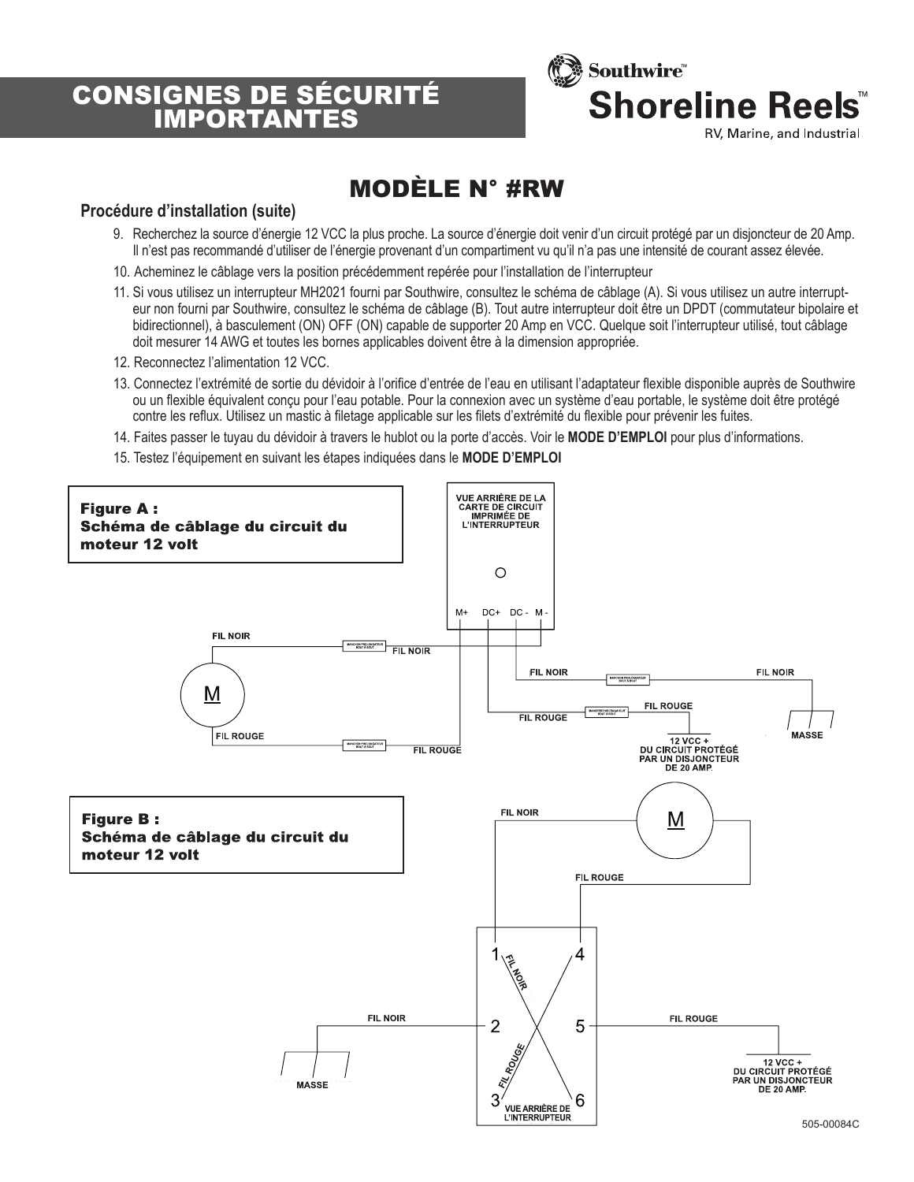# CONSIGNES DE SÉCURITÉ IMPORTANTES

Southwire™
**Shoreline Reels™**
RV, Marine, and Industrial

## MODÈLE N° #RW

### Procédure d'installation (suite)

9. Recherchez la source d'énergie 12 VCC la plus proche. La source d'énergie doit venir d'un circuit protégé par un disjoncteur de 20 Amp. Il n'est pas recommandé d'utiliser de l'énergie provenant d'un compartiment vu qu'il n'a pas une intensité de courant assez élevée.
10. Acheminez le câblage vers la position précédemment repérée pour l'installation de l'interrupteur
11. Si vous utilisez un interrupteur MH2021 fourni par Southwire, consultez le schéma de câblage (A). Si vous utilisez un autre interrupteur non fourni par Southwire, consultez le schéma de câblage (B). Tout autre interrupteur doit être un DPDT (commutateur bipolaire et bidirectionnel), à basculement (ON) OFF (ON) capable de supporter 20 Amp en VCC. Quelque soit l'interrupteur utilisé, tout câblage doit mesurer 14 AWG et toutes les bornes applicables doivent être à la dimension appropriée.
12. Reconnectez l'alimentation 12 VCC.
13. Connectez l'extrémité de sortie du dévidoir à l'orifice d'entrée de l'eau en utilisant l'adaptateur flexible disponible auprès de Southwire ou un flexible équivalent conçu pour l'eau potable. Pour la connexion avec un système d'eau portable, le système doit être protégé contre les reflux. Utilisez un mastic à filetage applicable sur les filets d'extrémité du flexible pour prévenir les fuites.
14. Faites passer le tuyau du dévidoir à travers le hublot ou la porte d'accès. Voir le **MODE D'EMPLOI** pour plus d'informations.
15. Testez l'équipement en suivant les étapes indiquées dans le **MODE D'EMPLOI**

**Figure A : Schéma de câblage du circuit du moteur 12 volt**

VUE ARRIÈRE DE LA CARTE DE CIRCUIT IMPRIMÉE DE L'INTERRUPTEUR

M+ DC+ DC - M -

FIL NOIR — FIL NOIR — FIL NOIR — FIL NOIR — MASSE

FIL ROUGE — FIL ROUGE — FIL ROUGE — FIL ROUGE — 12 VCC + DU CIRCUIT PROTÉGÉ PAR UN DISJONCTEUR DE 20 AMP.

**Figure B : Schéma de câblage du circuit du moteur 12 volt**

FIL NOIR — FIL ROUGE — FIL NOIR — FIL ROUGE — FIL NOIR — MASSE — FIL ROUGE — 12 VCC + DU CIRCUIT PROTÉGÉ PAR UN DISJONCTEUR DE 20 AMP.

1 2 3 4 5 6

VUE ARRIÈRE DE L'INTERRUPTEUR

505-00084C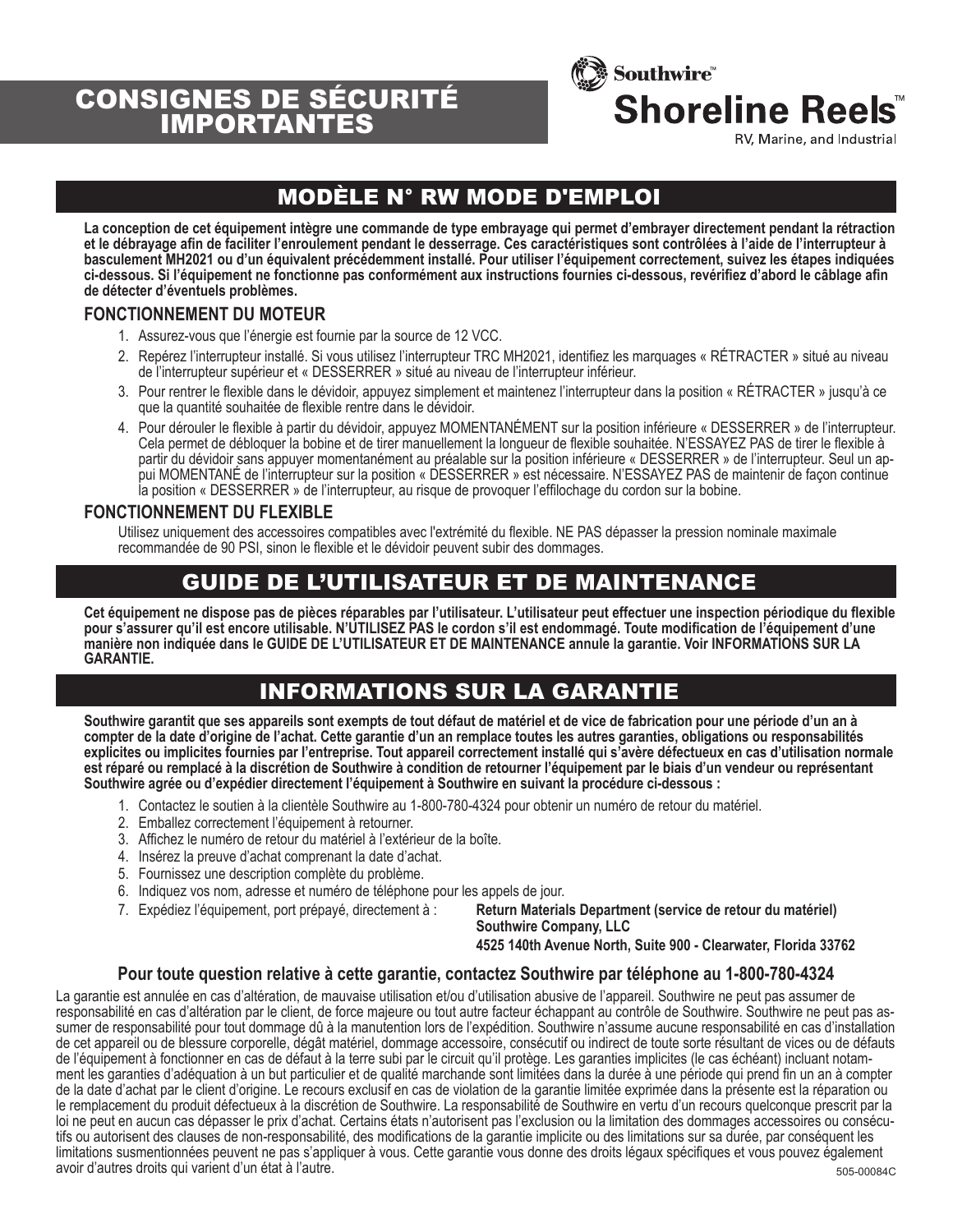# CONSIGNES DE SÉCURITÉ IMPORTANTES

Southwire™

**Shoreline Reels™**

RV, Marine, and Industrial

## MODÈLE N° RW MODE D'EMPLOI

**La conception de cet équipement intègre une commande de type embrayage qui permet d'embrayer directement pendant la rétraction et le débrayage afin de faciliter l'enroulement pendant le desserrage. Ces caractéristiques sont contrôlées à l'aide de l'interrupteur à basculement MH2021 ou d'un équivalent précédemment installé. Pour utiliser l'équipement correctement, suivez les étapes indiquées ci-dessous. Si l'équipement ne fonctionne pas conformément aux instructions fournies ci-dessous, revérifiez d'abord le câblage afin de détecter d'éventuels problèmes.**

### FONCTIONNEMENT DU MOTEUR

1. Assurez-vous que l'énergie est fournie par la source de 12 VCC.
2. Repérez l'interrupteur installé. Si vous utilisez l'interrupteur TRC MH2021, identifiez les marquages « RÉTRACTER » situé au niveau de l'interrupteur supérieur et « DESSERRER » situé au niveau de l'interrupteur inférieur.
3. Pour rentrer le flexible dans le dévidoir, appuyez simplement et maintenez l'interrupteur dans la position « RÉTRACTER » jusqu'à ce que la quantité souhaitée de flexible rentre dans le dévidoir.
4. Pour dérouler le flexible à partir du dévidoir, appuyez MOMENTANÉMENT sur la position inférieure « DESSERRER » de l'interrupteur. Cela permet de débloquer la bobine et de tirer manuellement la longueur de flexible souhaitée. N'ESSAYEZ PAS de tirer le flexible à partir du dévidoir sans appuyer momentanément au préalable sur la position inférieure « DESSERRER » de l'interrupteur. Seul un appui MOMENTANÉ de l'interrupteur sur la position « DESSERRER » est nécessaire. N'ESSAYEZ PAS de maintenir de façon continue la position « DESSERRER » de l'interrupteur, au risque de provoquer l'effilochage du cordon sur la bobine.

### FONCTIONNEMENT DU FLEXIBLE

Utilisez uniquement des accessoires compatibles avec l'extrémité du flexible. NE PAS dépasser la pression nominale maximale recommandée de 90 PSI, sinon le flexible et le dévidoir peuvent subir des dommages.

## GUIDE DE L'UTILISATEUR ET DE MAINTENANCE

**Cet équipement ne dispose pas de pièces réparables par l'utilisateur. L'utilisateur peut effectuer une inspection périodique du flexible pour s'assurer qu'il est encore utilisable. N'UTILISEZ PAS le cordon s'il est endommagé. Toute modification de l'équipement d'une manière non indiquée dans le GUIDE DE L'UTILISATEUR ET DE MAINTENANCE annule la garantie. Voir INFORMATIONS SUR LA GARANTIE.**

## INFORMATIONS SUR LA GARANTIE

**Southwire garantit que ses appareils sont exempts de tout défaut de matériel et de vice de fabrication pour une période d'un an à compter de la date d'origine de l'achat. Cette garantie d'un an remplace toutes les autres garanties, obligations ou responsabilités explicites ou implicites fournies par l'entreprise. Tout appareil correctement installé qui s'avère défectueux en cas d'utilisation normale est réparé ou remplacé à la discrétion de Southwire à condition de retourner l'équipement par le biais d'un vendeur ou représentant Southwire agrée ou d'expédier directement l'équipement à Southwire en suivant la procédure ci-dessous :**

1. Contactez le soutien à la clientèle Southwire au 1-800-780-4324 pour obtenir un numéro de retour du matériel.
2. Emballez correctement l'équipement à retourner.
3. Affichez le numéro de retour du matériel à l'extérieur de la boîte.
4. Insérez la preuve d'achat comprenant la date d'achat.
5. Fournissez une description complète du problème.
6. Indiquez vos nom, adresse et numéro de téléphone pour les appels de jour.
7. Expédiez l'équipement, port prépayé, directement à : **Return Materials Department (service de retour du matériel)**
   **Southwire Company, LLC**
   **4525 140th Avenue North, Suite 900 - Clearwater, Florida 33762**

**Pour toute question relative à cette garantie, contactez Southwire par téléphone au 1-800-780-4324**

La garantie est annulée en cas d'altération, de mauvaise utilisation et/ou d'utilisation abusive de l'appareil. Southwire ne peut pas assumer de responsabilité en cas d'altération par le client, de force majeure ou tout autre facteur échappant au contrôle de Southwire. Southwire ne peut pas assumer de responsabilité pour tout dommage dû à la manutention lors de l'expédition. Southwire n'assume aucune responsabilité en cas d'installation de cet appareil ou de blessure corporelle, dégât matériel, dommage accessoire, consécutif ou indirect de toute sorte résultant de vices ou de défauts de l'équipement à fonctionner en cas de défaut à la terre subi par le circuit qu'il protège. Les garanties implicites (le cas échéant) incluant notamment les garanties d'adéquation à un but particulier et de qualité marchande sont limitées dans la durée à une période qui prend fin un an à compter de la date d'achat par le client d'origine. Le recours exclusif en cas de violation de la garantie limitée exprimée dans la présente est la réparation ou le remplacement du produit défectueux à la discrétion de Southwire. La responsabilité de Southwire en vertu d'un recours quelconque prescrit par la loi ne peut en aucun cas dépasser le prix d'achat. Certains états n'autorisent pas l'exclusion ou la limitation des dommages accessoires ou consécutifs ou autorisent des clauses de non-responsabilité, des modifications de la garantie implicite ou des limitations sur sa durée, par conséquent les limitations susmentionnées peuvent ne pas s'appliquer à vous. Cette garantie vous donne des droits légaux spécifiques et vous pouvez également avoir d'autres droits qui varient d'un état à l'autre.

505-00084C